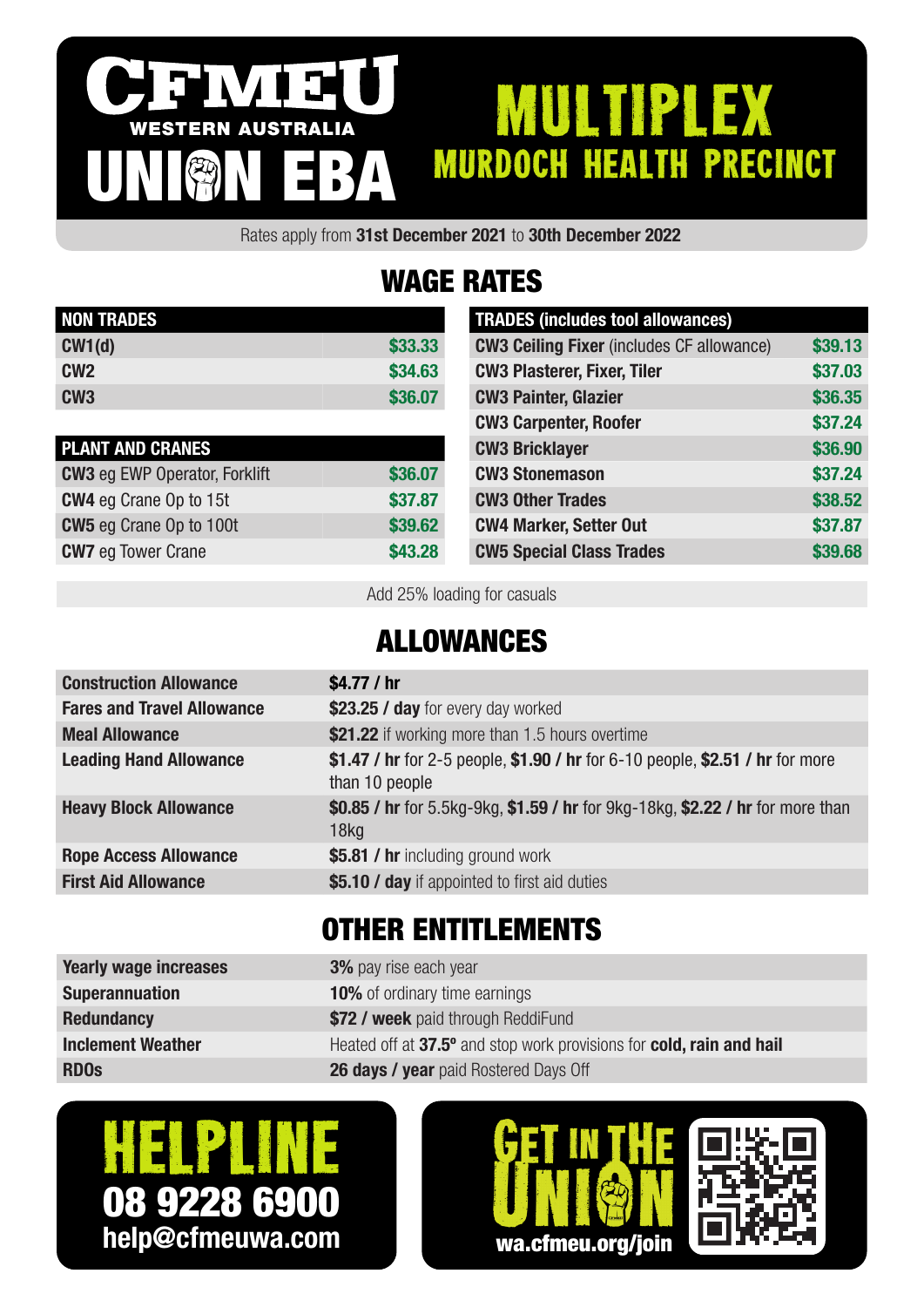# CFMEU WESTERN AUSTRALIA UNION EBA

# MULTIPLEX
## MURDOCH HEALTH PRECINCT

Rates apply from **31st December 2021** to **30th December 2022**

## WAGE RATES

| NON TRADES | |
|---|---|
| **CW1(d)** | $33.33 |
| **CW2** | $34.63 |
| **CW3** | $36.07 |

| PLANT AND CRANES | |
|---|---|
| **CW3** eg EWP Operator, Forklift | $36.07 |
| **CW4** eg Crane Op to 15t | $37.87 |
| **CW5** eg Crane Op to 100t | $39.62 |
| **CW7** eg Tower Crane | $43.28 |

| TRADES (includes tool allowances) | |
|---|---|
| **CW3 Ceiling Fixer** (includes CF allowance) | $39.13 |
| **CW3 Plasterer, Fixer, Tiler** | $37.03 |
| **CW3 Painter, Glazier** | $36.35 |
| **CW3 Carpenter, Roofer** | $37.24 |
| **CW3 Bricklayer** | $36.90 |
| **CW3 Stonemason** | $37.24 |
| **CW3 Other Trades** | $38.52 |
| **CW4 Marker, Setter Out** | $37.87 |
| **CW5 Special Class Trades** | $39.68 |

Add 25% loading for casuals

## ALLOWANCES

| | |
|---|---|
| **Construction Allowance** | **$4.77 / hr** |
| **Fares and Travel Allowance** | **$23.25 / day** for every day worked |
| **Meal Allowance** | **$21.22** if working more than 1.5 hours overtime |
| **Leading Hand Allowance** | **$1.47 / hr** for 2-5 people, **$1.90 / hr** for 6-10 people, **$2.51 / hr** for more than 10 people |
| **Heavy Block Allowance** | **$0.85 / hr** for 5.5kg-9kg, **$1.59 / hr** for 9kg-18kg, **$2.22 / hr** for more than 18kg |
| **Rope Access Allowance** | **$5.81 / hr** including ground work |
| **First Aid Allowance** | **$5.10 / day** if appointed to first aid duties |

## OTHER ENTITLEMENTS

| | |
|---|---|
| **Yearly wage increases** | **3%** pay rise each year |
| **Superannuation** | **10%** of ordinary time earnings |
| **Redundancy** | **$72 / week** paid through ReddiFund |
| **Inclement Weather** | Heated off at **37.5º** and stop work provisions for **cold, rain and hail** |
| **RDOs** | **26 days / year** paid Rostered Days Off |

**HELPLINE**
**08 9228 6900**
**help@cfmeuwa.com**

**GET IN THE UNION**
**wa.cfmeu.org/join**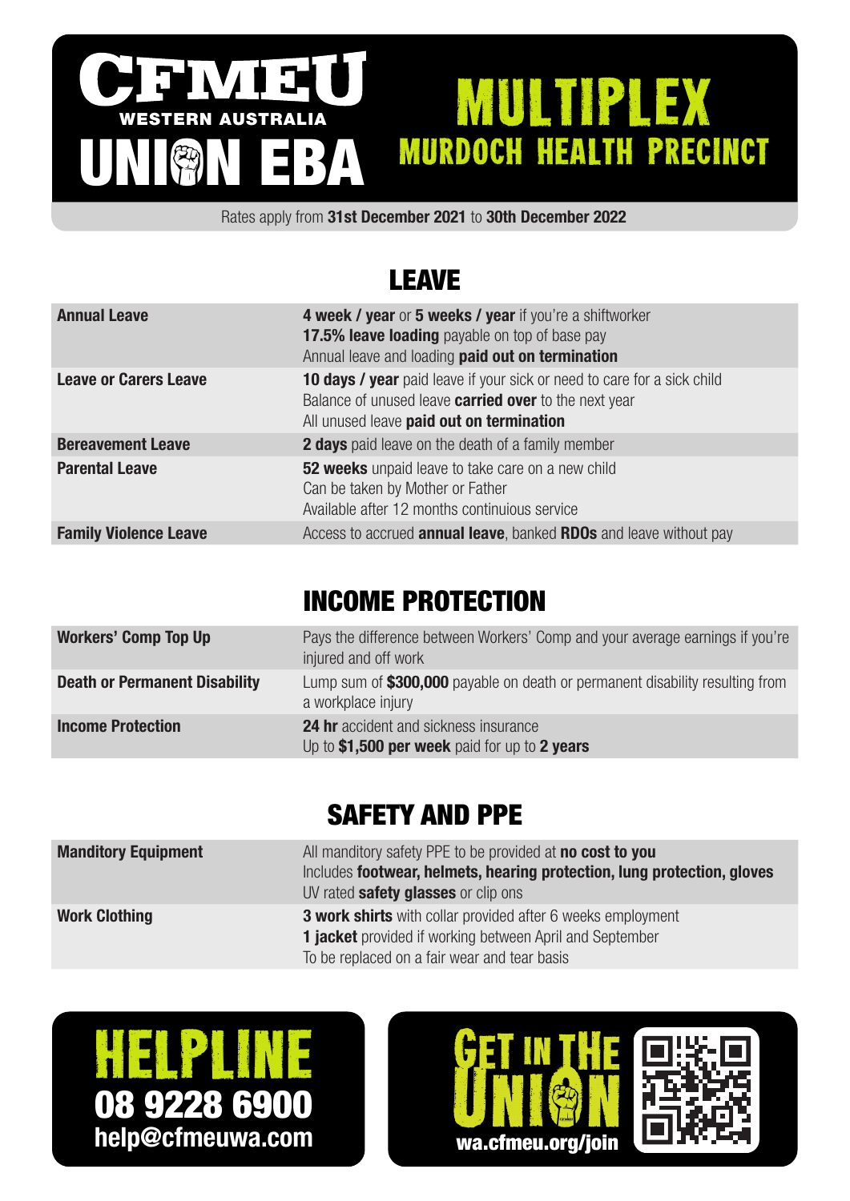# CFMEU WESTERN AUSTRALIA UNION EBA

# MULTIPLEX

## MURDOCH HEALTH PRECINCT

Rates apply from **31st December 2021** to **30th December 2022**

## LEAVE

| | |
|---|---|
| **Annual Leave** | **4 week / year** or **5 weeks / year** if you're a shiftworker<br>**17.5% leave loading** payable on top of base pay<br>Annual leave and loading **paid out on termination** |
| **Leave or Carers Leave** | **10 days / year** paid leave if your sick or need to care for a sick child<br>Balance of unused leave **carried over** to the next year<br>All unused leave **paid out on termination** |
| **Bereavement Leave** | **2 days** paid leave on the death of a family member |
| **Parental Leave** | **52 weeks** unpaid leave to take care on a new child<br>Can be taken by Mother or Father<br>Available after 12 months continuious service |
| **Family Violence Leave** | Access to accrued **annual leave**, banked **RDOs** and leave without pay |

## INCOME PROTECTION

| | |
|---|---|
| **Workers' Comp Top Up** | Pays the difference between Workers' Comp and your average earnings if you're injured and off work |
| **Death or Permanent Disability** | Lump sum of **$300,000** payable on death or permanent disability resulting from a workplace injury |
| **Income Protection** | **24 hr** accident and sickness insurance<br>Up to **$1,500 per week** paid for up to **2 years** |

## SAFETY AND PPE

| | |
|---|---|
| **Manditory Equipment** | All manditory safety PPE to be provided at **no cost to you**<br>Includes **footwear, helmets, hearing protection, lung protection, gloves**<br>UV rated **safety glasses** or clip ons |
| **Work Clothing** | **3 work shirts** with collar provided after 6 weeks employment<br>**1 jacket** provided if working between April and September<br>To be replaced on a fair wear and tear basis |

**HELPLINE**
**08 9228 6900**
**help@cfmeuwa.com**

**GET IN THE UNION**
**wa.cfmeu.org/join**